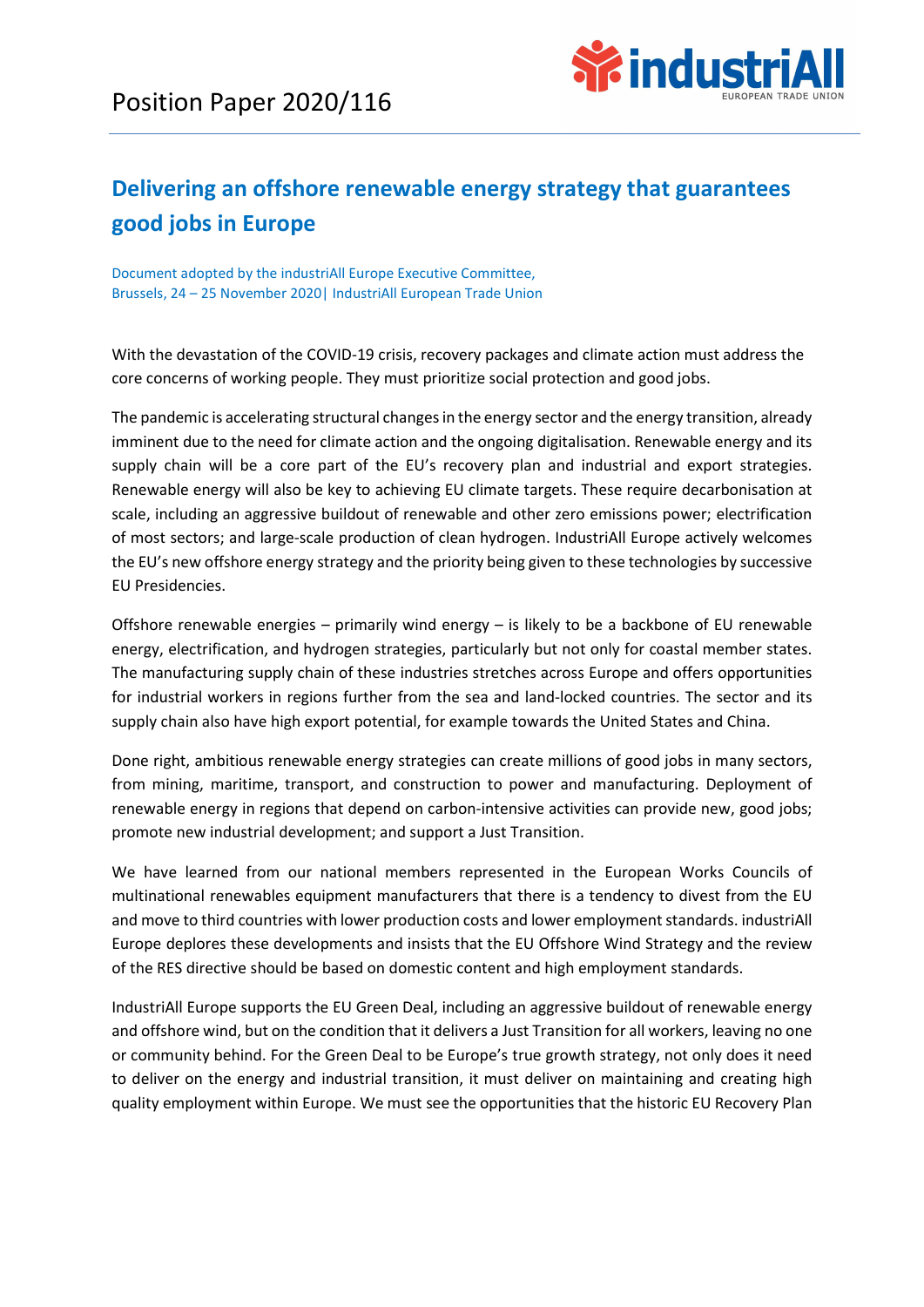# Position Paper 2020/116

## Delivering an offshore renewable energy strategy that guarantees good jobs in Europe

Document adopted by the industriAll Europe Executive Committee,
Brussels, 24 – 25 November 2020| IndustriAll European Trade Union

With the devastation of the COVID-19 crisis, recovery packages and climate action must address the core concerns of working people. They must prioritize social protection and good jobs.

The pandemic is accelerating structural changes in the energy sector and the energy transition, already imminent due to the need for climate action and the ongoing digitalisation. Renewable energy and its supply chain will be a core part of the EU's recovery plan and industrial and export strategies. Renewable energy will also be key to achieving EU climate targets. These require decarbonisation at scale, including an aggressive buildout of renewable and other zero emissions power; electrification of most sectors; and large-scale production of clean hydrogen. IndustriAll Europe actively welcomes the EU's new offshore energy strategy and the priority being given to these technologies by successive EU Presidencies.

Offshore renewable energies – primarily wind energy – is likely to be a backbone of EU renewable energy, electrification, and hydrogen strategies, particularly but not only for coastal member states. The manufacturing supply chain of these industries stretches across Europe and offers opportunities for industrial workers in regions further from the sea and land-locked countries. The sector and its supply chain also have high export potential, for example towards the United States and China.

Done right, ambitious renewable energy strategies can create millions of good jobs in many sectors, from mining, maritime, transport, and construction to power and manufacturing. Deployment of renewable energy in regions that depend on carbon-intensive activities can provide new, good jobs; promote new industrial development; and support a Just Transition.

We have learned from our national members represented in the European Works Councils of multinational renewables equipment manufacturers that there is a tendency to divest from the EU and move to third countries with lower production costs and lower employment standards. industriAll Europe deplores these developments and insists that the EU Offshore Wind Strategy and the review of the RES directive should be based on domestic content and high employment standards.

IndustriAll Europe supports the EU Green Deal, including an aggressive buildout of renewable energy and offshore wind, but on the condition that it delivers a Just Transition for all workers, leaving no one or community behind. For the Green Deal to be Europe's true growth strategy, not only does it need to deliver on the energy and industrial transition, it must deliver on maintaining and creating high quality employment within Europe. We must see the opportunities that the historic EU Recovery Plan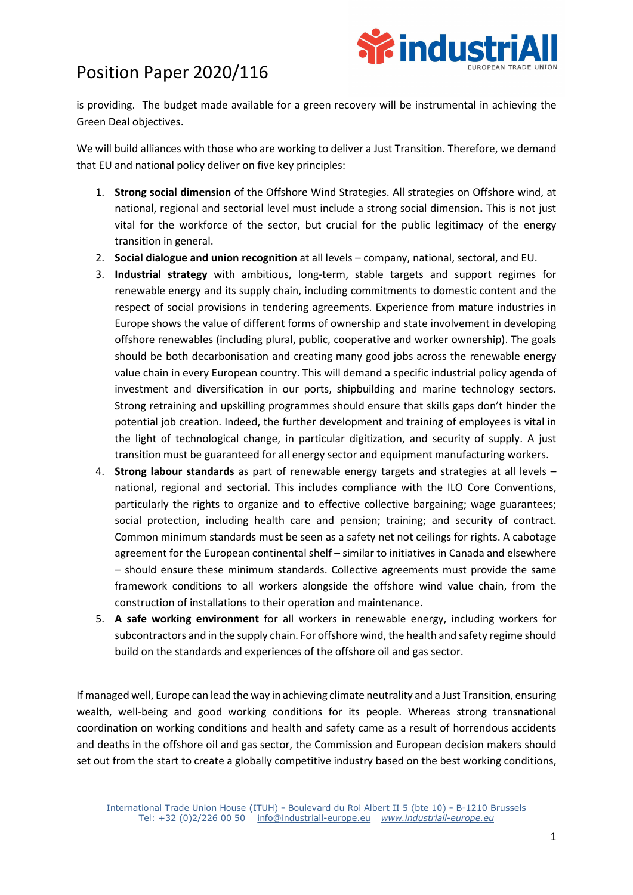is providing. The budget made available for a green recovery will be instrumental in achieving the Green Deal objectives.

We will build alliances with those who are working to deliver a Just Transition. Therefore, we demand that EU and national policy deliver on five key principles:

1. **Strong social dimension** of the Offshore Wind Strategies. All strategies on Offshore wind, at national, regional and sectorial level must include a strong social dimension**.** This is not just vital for the workforce of the sector, but crucial for the public legitimacy of the energy transition in general.
2. **Social dialogue and union recognition** at all levels – company, national, sectoral, and EU.
3. **Industrial strategy** with ambitious, long-term, stable targets and support regimes for renewable energy and its supply chain, including commitments to domestic content and the respect of social provisions in tendering agreements. Experience from mature industries in Europe shows the value of different forms of ownership and state involvement in developing offshore renewables (including plural, public, cooperative and worker ownership). The goals should be both decarbonisation and creating many good jobs across the renewable energy value chain in every European country. This will demand a specific industrial policy agenda of investment and diversification in our ports, shipbuilding and marine technology sectors. Strong retraining and upskilling programmes should ensure that skills gaps don't hinder the potential job creation. Indeed, the further development and training of employees is vital in the light of technological change, in particular digitization, and security of supply. A just transition must be guaranteed for all energy sector and equipment manufacturing workers.
4. **Strong labour standards** as part of renewable energy targets and strategies at all levels – national, regional and sectorial. This includes compliance with the ILO Core Conventions, particularly the rights to organize and to effective collective bargaining; wage guarantees; social protection, including health care and pension; training; and security of contract. Common minimum standards must be seen as a safety net not ceilings for rights. A cabotage agreement for the European continental shelf – similar to initiatives in Canada and elsewhere – should ensure these minimum standards. Collective agreements must provide the same framework conditions to all workers alongside the offshore wind value chain, from the construction of installations to their operation and maintenance.
5. **A safe working environment** for all workers in renewable energy, including workers for subcontractors and in the supply chain. For offshore wind, the health and safety regime should build on the standards and experiences of the offshore oil and gas sector.

If managed well, Europe can lead the way in achieving climate neutrality and a Just Transition, ensuring wealth, well-being and good working conditions for its people. Whereas strong transnational coordination on working conditions and health and safety came as a result of horrendous accidents and deaths in the offshore oil and gas sector, the Commission and European decision makers should set out from the start to create a globally competitive industry based on the best working conditions,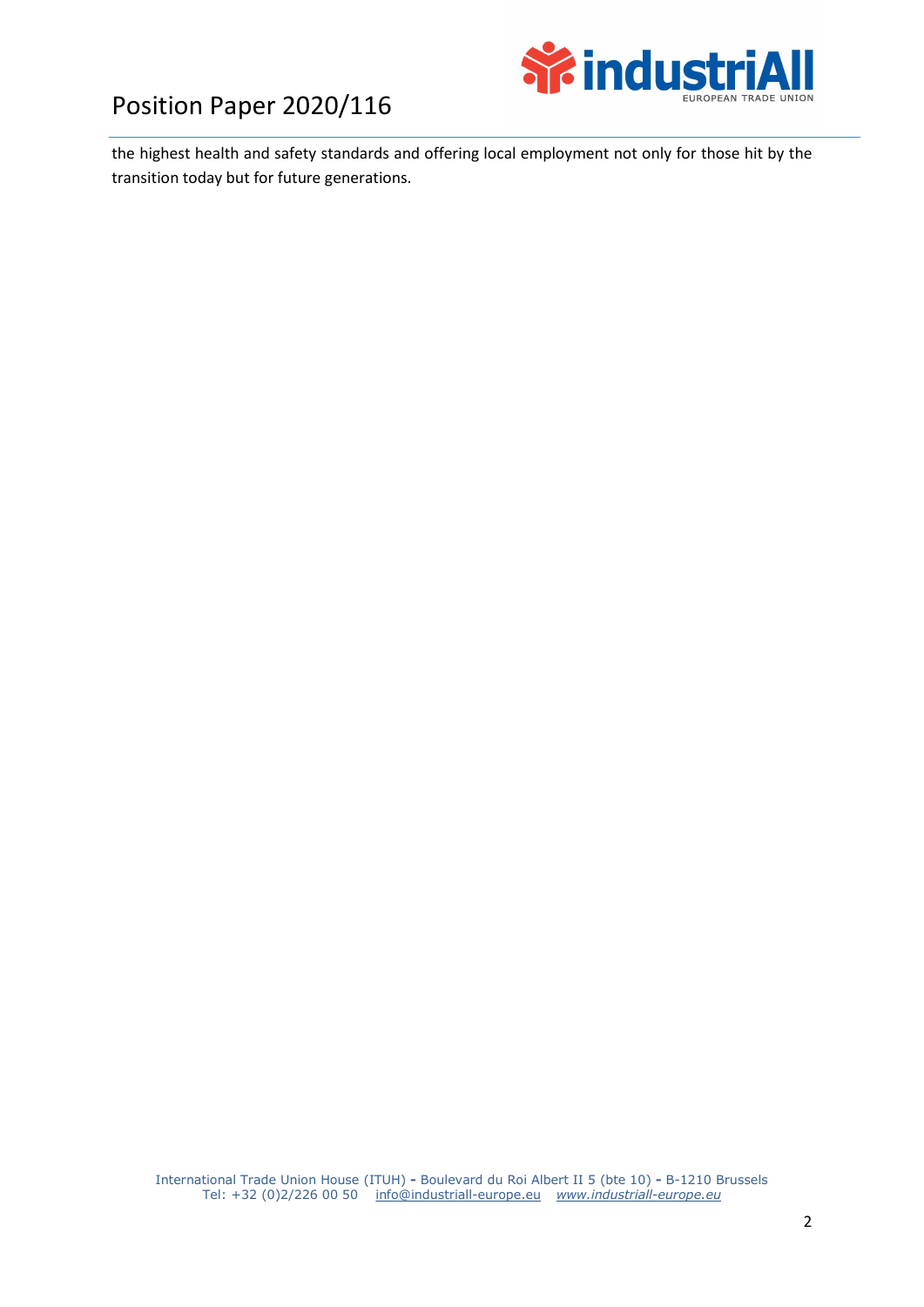the highest health and safety standards and offering local employment not only for those hit by the transition today but for future generations.